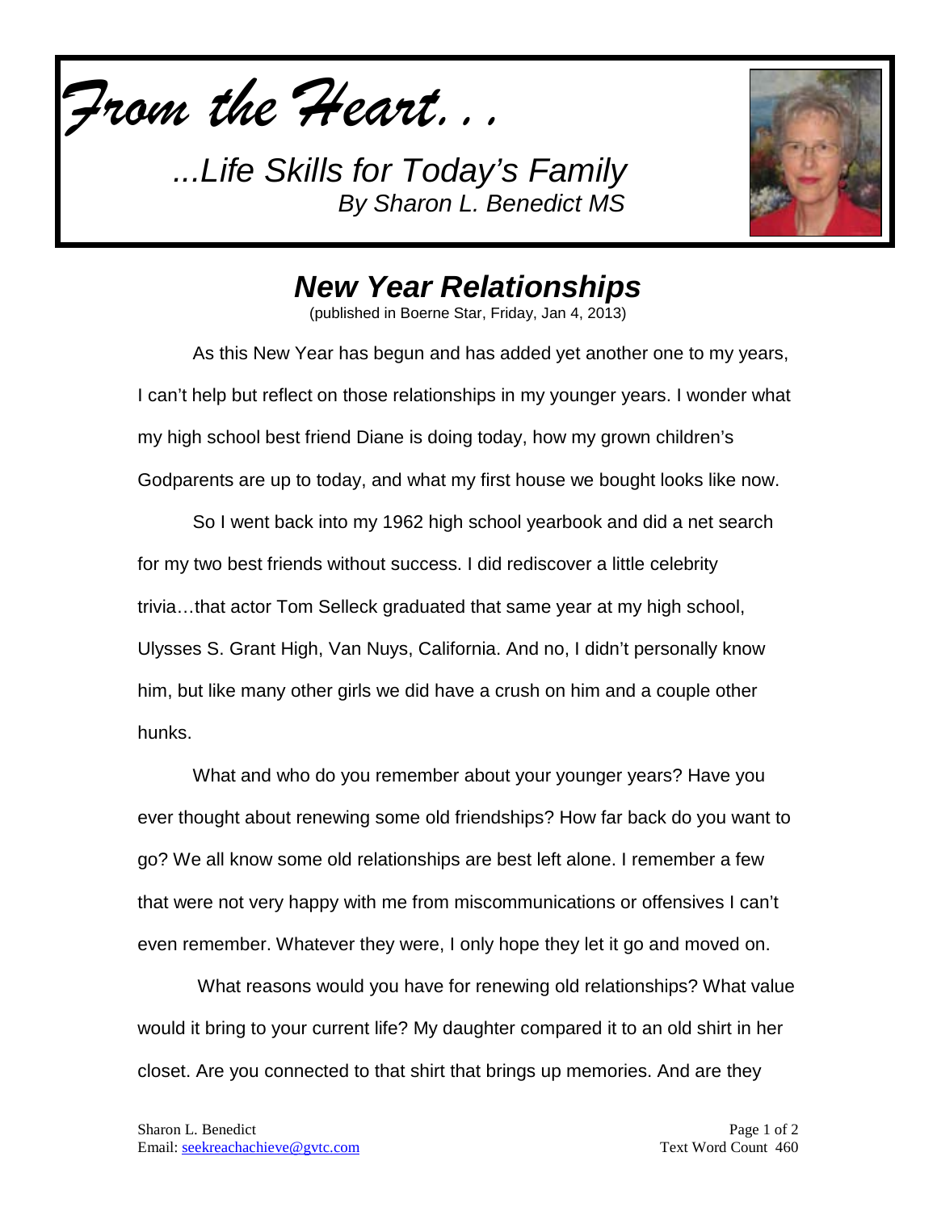*From the Heart...*

*...Life Skills for Today's Family*
*By Sharon L. Benedict MS*

# *New Year Relationships*

(published in Boerne Star, Friday, Jan 4, 2013)

As this New Year has begun and has added yet another one to my years, I can't help but reflect on those relationships in my younger years. I wonder what my high school best friend Diane is doing today, how my grown children's Godparents are up to today, and what my first house we bought looks like now.

So I went back into my 1962 high school yearbook and did a net search for my two best friends without success. I did rediscover a little celebrity trivia…that actor Tom Selleck graduated that same year at my high school, Ulysses S. Grant High, Van Nuys, California. And no, I didn't personally know him, but like many other girls we did have a crush on him and a couple other hunks.

What and who do you remember about your younger years? Have you ever thought about renewing some old friendships? How far back do you want to go? We all know some old relationships are best left alone. I remember a few that were not very happy with me from miscommunications or offensives I can't even remember. Whatever they were, I only hope they let it go and moved on.

What reasons would you have for renewing old relationships? What value would it bring to your current life? My daughter compared it to an old shirt in her closet. Are you connected to that shirt that brings up memories. And are they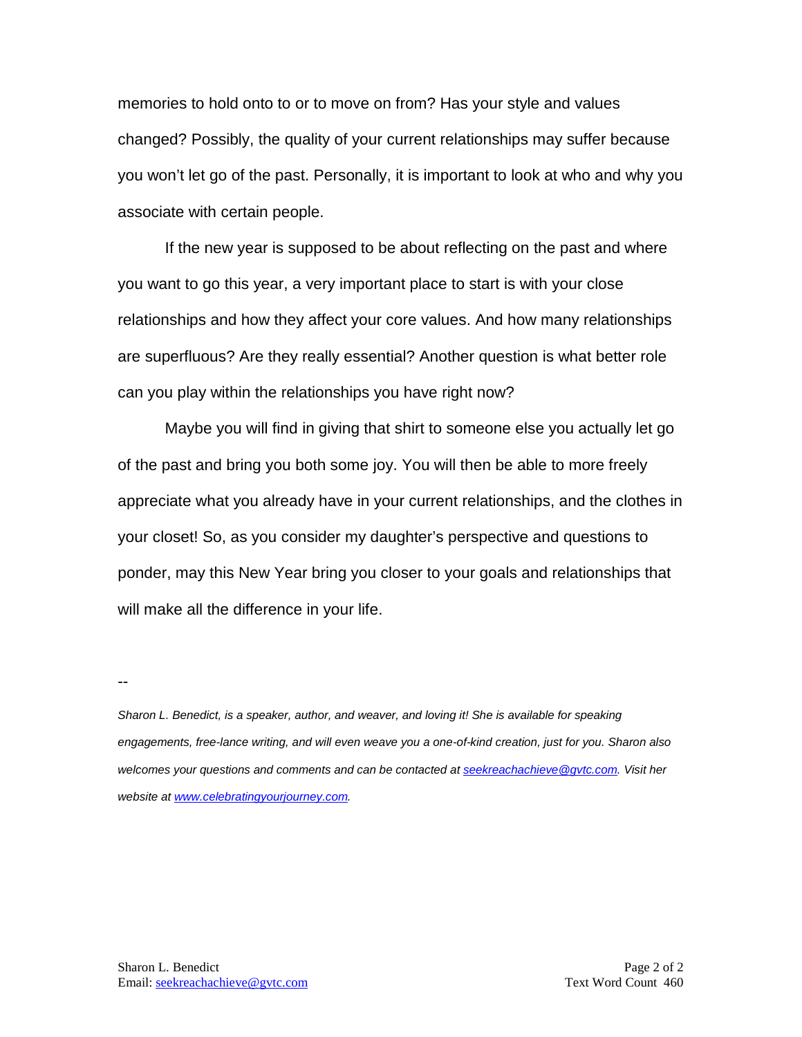memories to hold onto to or to move on from? Has your style and values changed? Possibly, the quality of your current relationships may suffer because you won't let go of the past. Personally, it is important to look at who and why you associate with certain people.

If the new year is supposed to be about reflecting on the past and where you want to go this year, a very important place to start is with your close relationships and how they affect your core values. And how many relationships are superfluous? Are they really essential? Another question is what better role can you play within the relationships you have right now?

Maybe you will find in giving that shirt to someone else you actually let go of the past and bring you both some joy. You will then be able to more freely appreciate what you already have in your current relationships, and the clothes in your closet! So, as you consider my daughter's perspective and questions to ponder, may this New Year bring you closer to your goals and relationships that will make all the difference in your life.

--

*Sharon L. Benedict, is a speaker, author, and weaver, and loving it! She is available for speaking engagements, free-lance writing, and will even weave you a one-of-kind creation, just for you. Sharon also welcomes your questions and comments and can be contacted at [seekreachachieve@gvtc.com](mailto:seekreachachieve@gvtc.com). Visit her website at [www.celebratingyourjourney.com](http://www.celebratingyourjourney.com).*

Text Word Count 460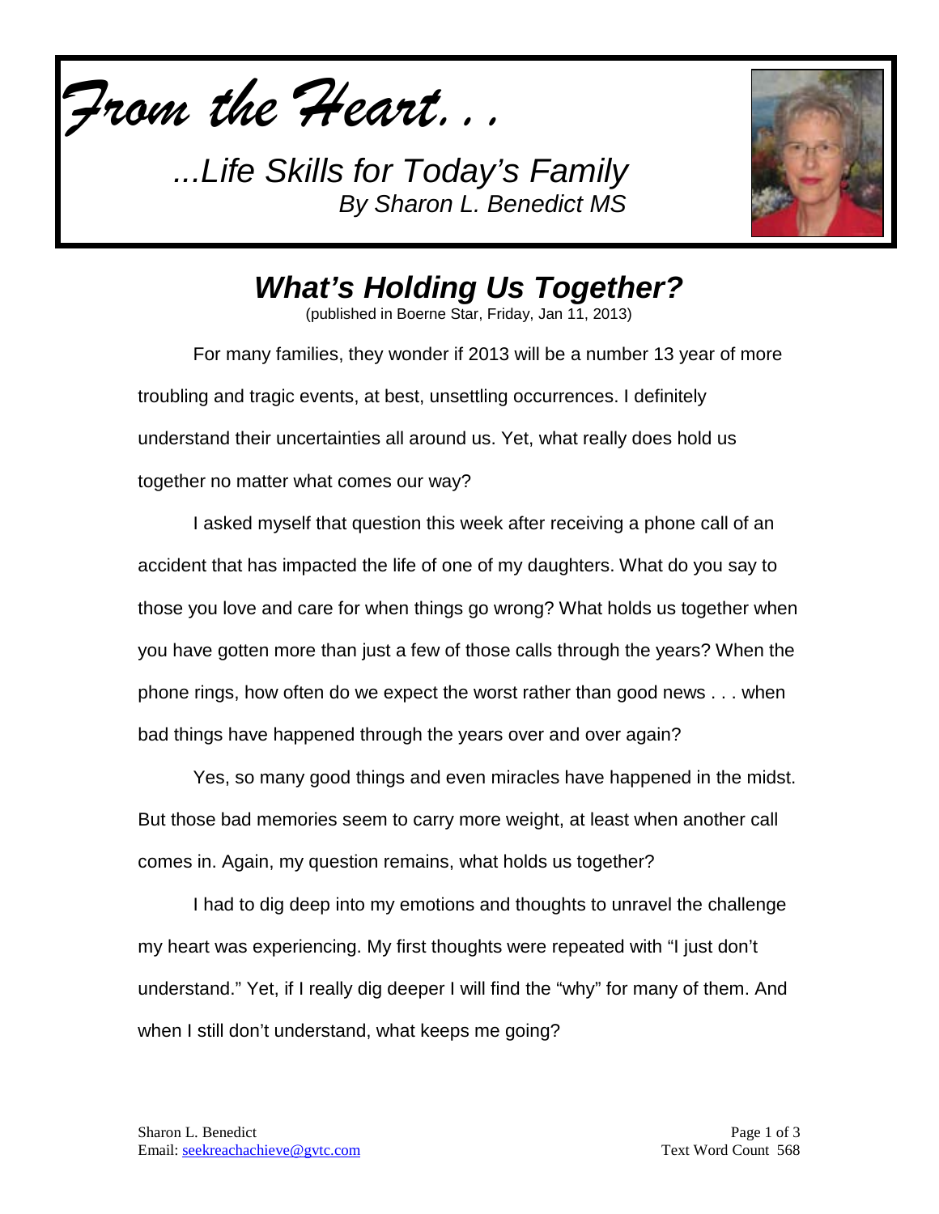*From the Heart. . .*

*...Life Skills for Today's Family*
*By Sharon L. Benedict MS*

## *What's Holding Us Together?*

(published in Boerne Star, Friday, Jan 11, 2013)

For many families, they wonder if 2013 will be a number 13 year of more troubling and tragic events, at best, unsettling occurrences. I definitely understand their uncertainties all around us. Yet, what really does hold us together no matter what comes our way?

I asked myself that question this week after receiving a phone call of an accident that has impacted the life of one of my daughters. What do you say to those you love and care for when things go wrong? What holds us together when you have gotten more than just a few of those calls through the years? When the phone rings, how often do we expect the worst rather than good news . . . when bad things have happened through the years over and over again?

Yes, so many good things and even miracles have happened in the midst. But those bad memories seem to carry more weight, at least when another call comes in. Again, my question remains, what holds us together?

I had to dig deep into my emotions and thoughts to unravel the challenge my heart was experiencing. My first thoughts were repeated with "I just don't understand." Yet, if I really dig deeper I will find the "why" for many of them. And when I still don't understand, what keeps me going?

Sharon L. Benedict
Email: seekreachachieve@gvtc.com

Text Word Count 568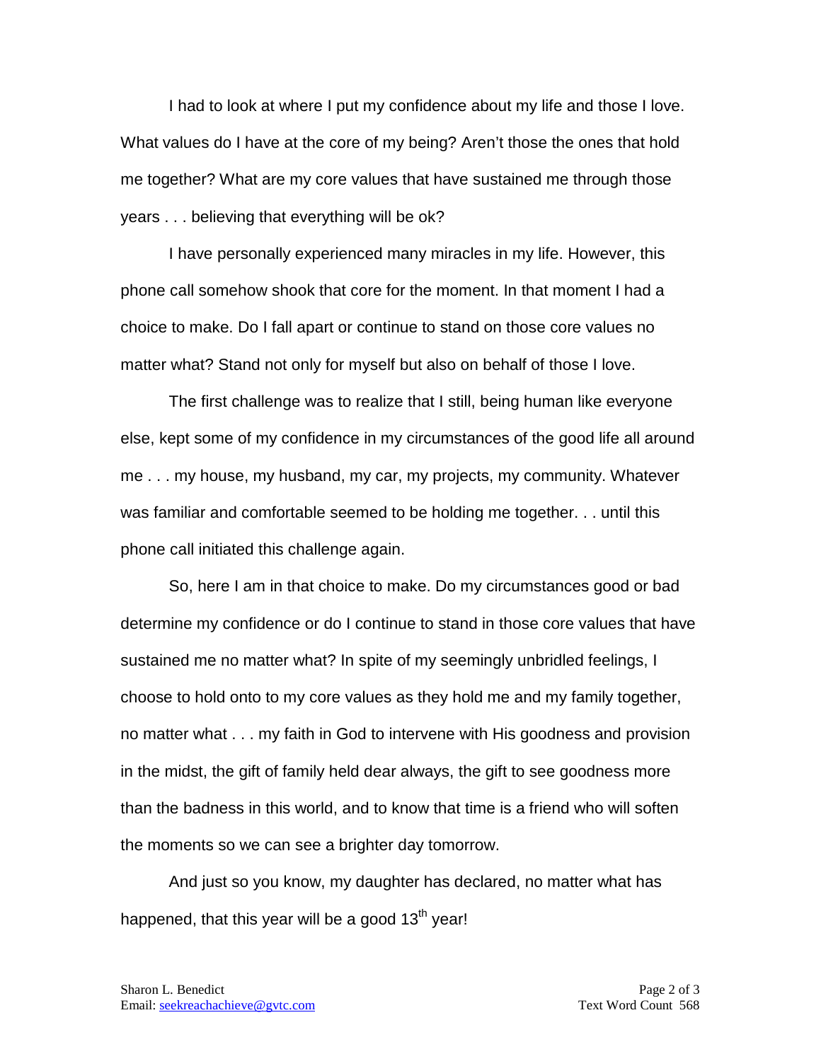I had to look at where I put my confidence about my life and those I love. What values do I have at the core of my being? Aren't those the ones that hold me together? What are my core values that have sustained me through those years . . . believing that everything will be ok?

I have personally experienced many miracles in my life. However, this phone call somehow shook that core for the moment. In that moment I had a choice to make. Do I fall apart or continue to stand on those core values no matter what? Stand not only for myself but also on behalf of those I love.

The first challenge was to realize that I still, being human like everyone else, kept some of my confidence in my circumstances of the good life all around me . . . my house, my husband, my car, my projects, my community. Whatever was familiar and comfortable seemed to be holding me together. . . until this phone call initiated this challenge again.

So, here I am in that choice to make. Do my circumstances good or bad determine my confidence or do I continue to stand in those core values that have sustained me no matter what? In spite of my seemingly unbridled feelings, I choose to hold onto to my core values as they hold me and my family together, no matter what . . . my faith in God to intervene with His goodness and provision in the midst, the gift of family held dear always, the gift to see goodness more than the badness in this world, and to know that time is a friend who will soften the moments so we can see a brighter day tomorrow.

And just so you know, my daughter has declared, no matter what has happened, that this year will be a good 13th year!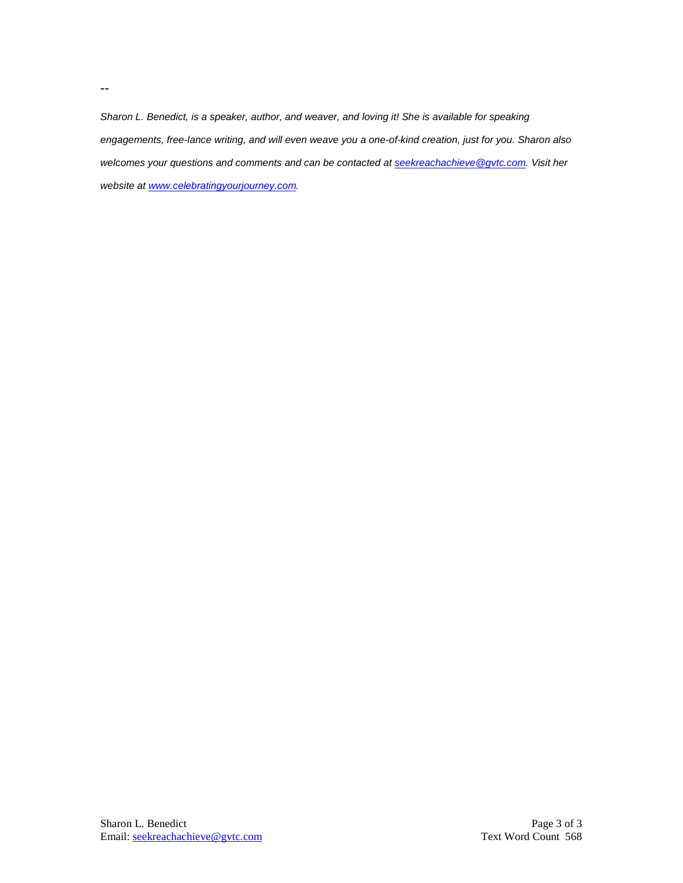--

*Sharon L. Benedict, is a speaker, author, and weaver, and loving it! She is available for speaking engagements, free-lance writing, and will even weave you a one-of-kind creation, just for you. Sharon also welcomes your questions and comments and can be contacted at [seekreachachieve@gvtc.com](mailto:seekreachachieve@gvtc.com). Visit her website at [www.celebratingyourjourney.com](http://www.celebratingyourjourney.com).*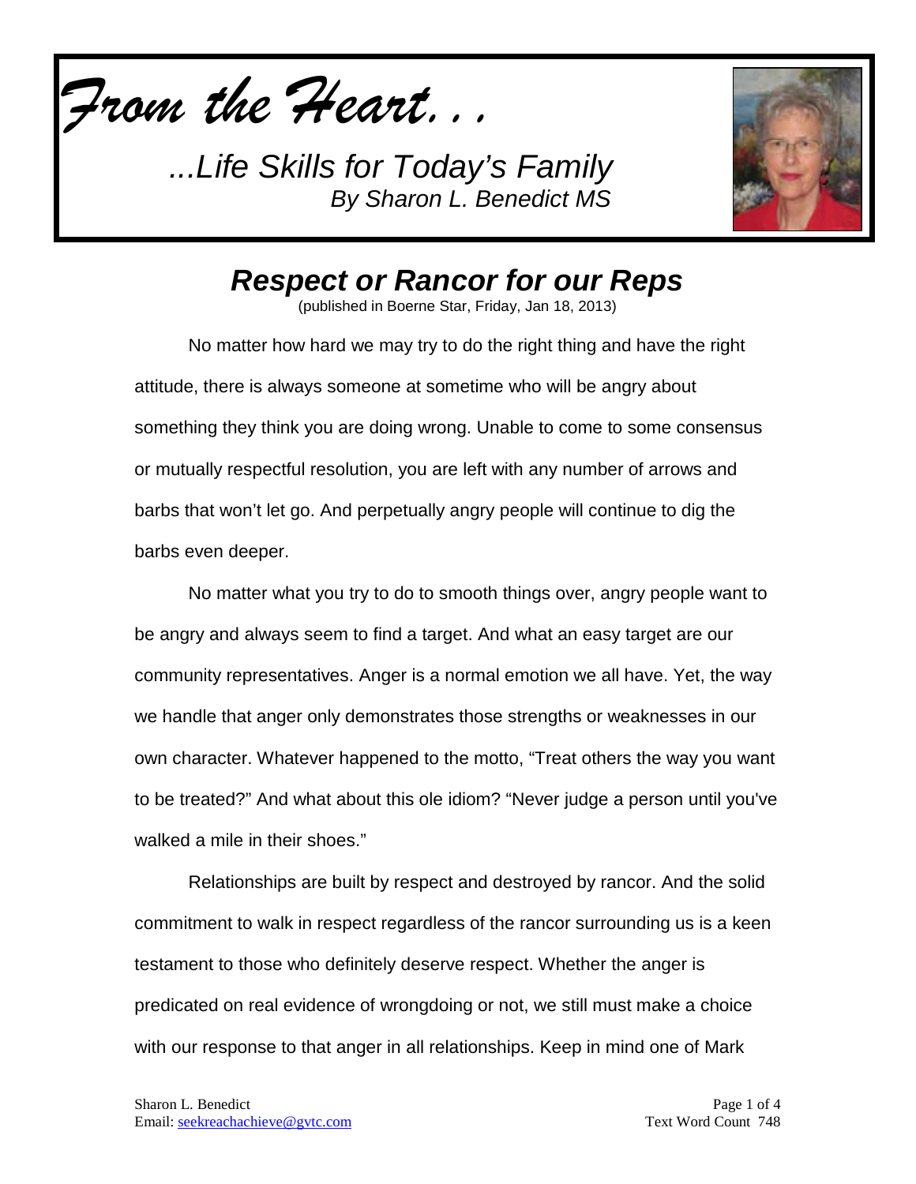*From the Heart...*

*...Life Skills for Today's Family*
*By Sharon L. Benedict MS*

## *Respect or Rancor for our Reps*

(published in Boerne Star, Friday, Jan 18, 2013)

No matter how hard we may try to do the right thing and have the right attitude, there is always someone at sometime who will be angry about something they think you are doing wrong. Unable to come to some consensus or mutually respectful resolution, you are left with any number of arrows and barbs that won't let go. And perpetually angry people will continue to dig the barbs even deeper.

No matter what you try to do to smooth things over, angry people want to be angry and always seem to find a target. And what an easy target are our community representatives. Anger is a normal emotion we all have. Yet, the way we handle that anger only demonstrates those strengths or weaknesses in our own character. Whatever happened to the motto, "Treat others the way you want to be treated?" And what about this ole idiom? "Never judge a person until you've walked a mile in their shoes."

Relationships are built by respect and destroyed by rancor. And the solid commitment to walk in respect regardless of the rancor surrounding us is a keen testament to those who definitely deserve respect. Whether the anger is predicated on real evidence of wrongdoing or not, we still must make a choice with our response to that anger in all relationships. Keep in mind one of Mark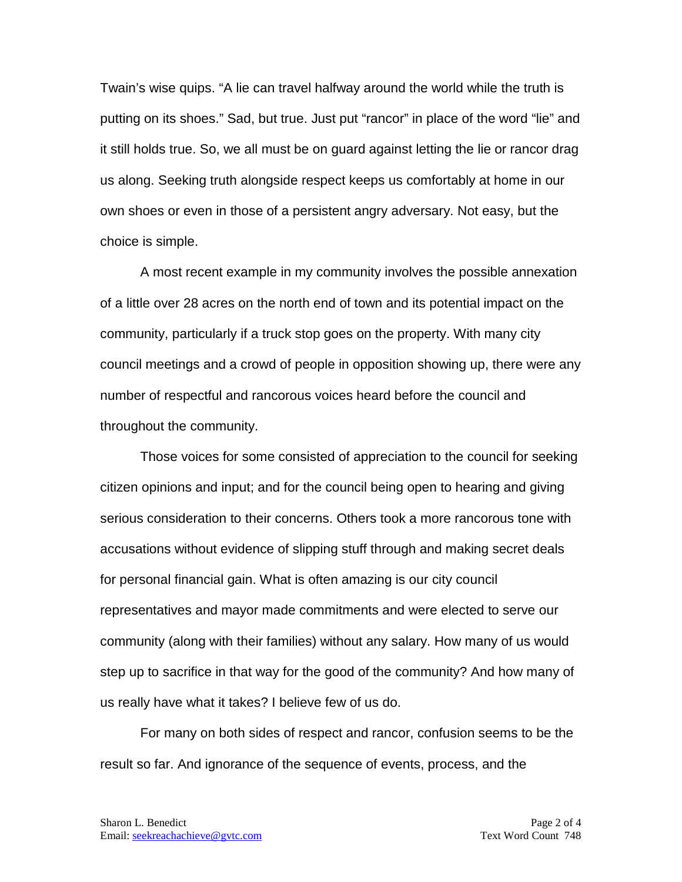Twain's wise quips. "A lie can travel halfway around the world while the truth is putting on its shoes." Sad, but true. Just put "rancor" in place of the word "lie" and it still holds true. So, we all must be on guard against letting the lie or rancor drag us along. Seeking truth alongside respect keeps us comfortably at home in our own shoes or even in those of a persistent angry adversary. Not easy, but the choice is simple.

A most recent example in my community involves the possible annexation of a little over 28 acres on the north end of town and its potential impact on the community, particularly if a truck stop goes on the property. With many city council meetings and a crowd of people in opposition showing up, there were any number of respectful and rancorous voices heard before the council and throughout the community.

Those voices for some consisted of appreciation to the council for seeking citizen opinions and input; and for the council being open to hearing and giving serious consideration to their concerns. Others took a more rancorous tone with accusations without evidence of slipping stuff through and making secret deals for personal financial gain. What is often amazing is our city council representatives and mayor made commitments and were elected to serve our community (along with their families) without any salary. How many of us would step up to sacrifice in that way for the good of the community? And how many of us really have what it takes? I believe few of us do.

For many on both sides of respect and rancor, confusion seems to be the result so far. And ignorance of the sequence of events, process, and the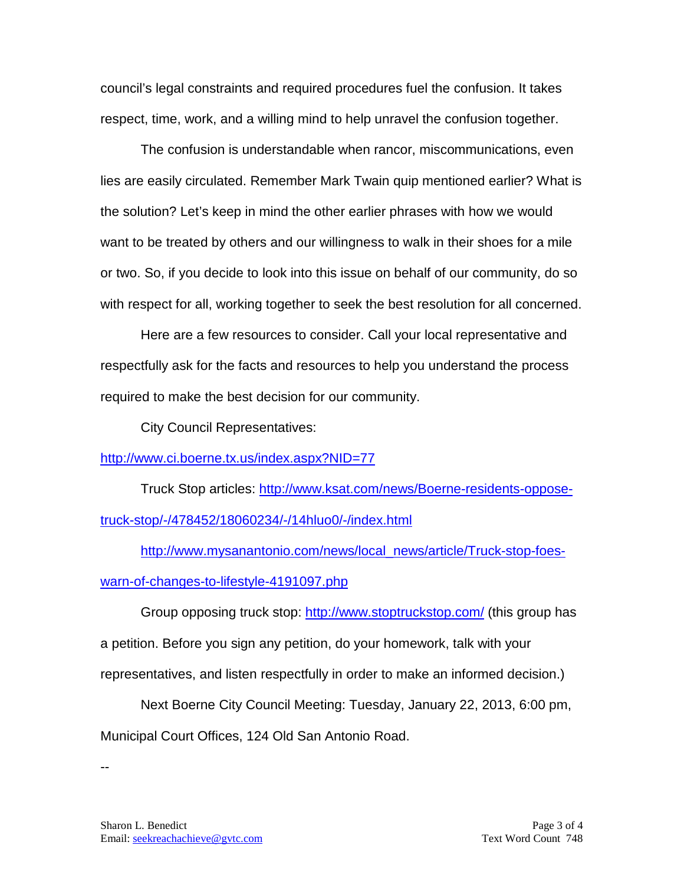council's legal constraints and required procedures fuel the confusion. It takes respect, time, work, and a willing mind to help unravel the confusion together.

The confusion is understandable when rancor, miscommunications, even lies are easily circulated. Remember Mark Twain quip mentioned earlier? What is the solution? Let's keep in mind the other earlier phrases with how we would want to be treated by others and our willingness to walk in their shoes for a mile or two. So, if you decide to look into this issue on behalf of our community, do so with respect for all, working together to seek the best resolution for all concerned.

Here are a few resources to consider. Call your local representative and respectfully ask for the facts and resources to help you understand the process required to make the best decision for our community.

City Council Representatives: http://www.ci.boerne.tx.us/index.aspx?NID=77

Truck Stop articles: http://www.ksat.com/news/Boerne-residents-oppose-truck-stop/-/478452/18060234/-/14hluo0/-/index.html

http://www.mysanantonio.com/news/local_news/article/Truck-stop-foes-warn-of-changes-to-lifestyle-4191097.php

Group opposing truck stop: http://www.stoptruckstop.com/ (this group has a petition. Before you sign any petition, do your homework, talk with your representatives, and listen respectfully in order to make an informed decision.)

Next Boerne City Council Meeting: Tuesday, January 22, 2013, 6:00 pm, Municipal Court Offices, 124 Old San Antonio Road.

--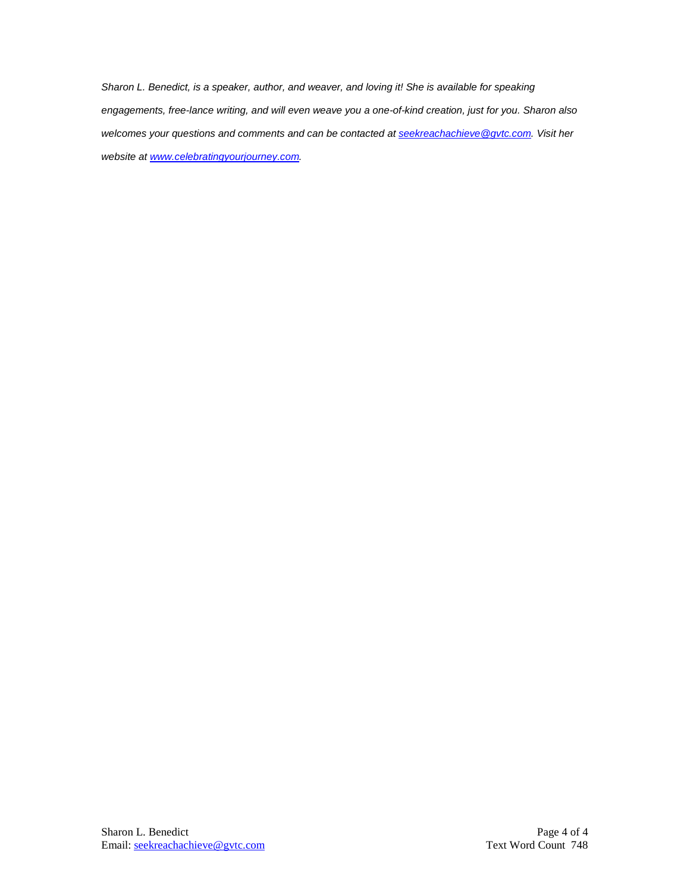*Sharon L. Benedict, is a speaker, author, and weaver, and loving it! She is available for speaking engagements, free-lance writing, and will even weave you a one-of-kind creation, just for you. Sharon also welcomes your questions and comments and can be contacted at [seekreachachieve@gvtc.com](mailto:seekreachachieve@gvtc.com). Visit her website at [www.celebratingyourjourney.com](http://www.celebratingyourjourney.com).*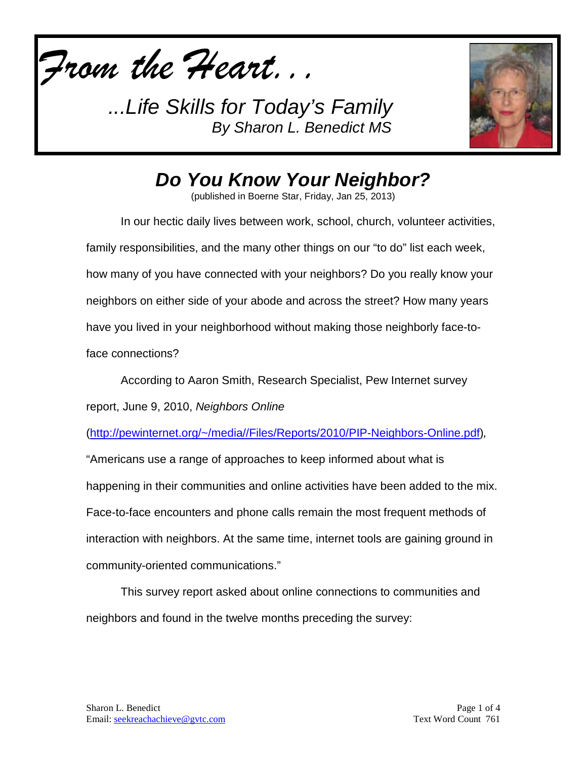*From the Heart. . .*

*...Life Skills for Today's Family*
*By Sharon L. Benedict MS*

# *Do You Know Your Neighbor?*

(published in Boerne Star, Friday, Jan 25, 2013)

In our hectic daily lives between work, school, church, volunteer activities, family responsibilities, and the many other things on our "to do" list each week, how many of you have connected with your neighbors? Do you really know your neighbors on either side of your abode and across the street? How many years have you lived in your neighborhood without making those neighborly face-to-face connections?

According to Aaron Smith, Research Specialist, Pew Internet survey report, June 9, 2010, *Neighbors Online* (http://pewinternet.org/~/media//Files/Reports/2010/PIP-Neighbors-Online.pdf), "Americans use a range of approaches to keep informed about what is happening in their communities and online activities have been added to the mix. Face-to-face encounters and phone calls remain the most frequent methods of interaction with neighbors. At the same time, internet tools are gaining ground in community-oriented communications."

This survey report asked about online connections to communities and neighbors and found in the twelve months preceding the survey: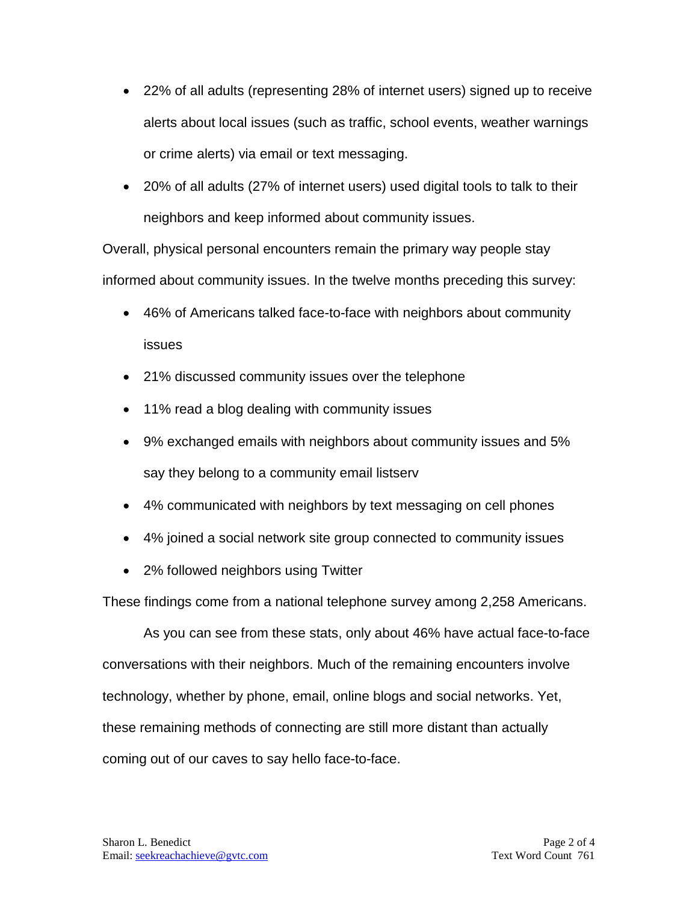- 22% of all adults (representing 28% of internet users) signed up to receive alerts about local issues (such as traffic, school events, weather warnings or crime alerts) via email or text messaging.
- 20% of all adults (27% of internet users) used digital tools to talk to their neighbors and keep informed about community issues.

Overall, physical personal encounters remain the primary way people stay informed about community issues. In the twelve months preceding this survey:

- 46% of Americans talked face-to-face with neighbors about community issues
- 21% discussed community issues over the telephone
- 11% read a blog dealing with community issues
- 9% exchanged emails with neighbors about community issues and 5% say they belong to a community email listserv
- 4% communicated with neighbors by text messaging on cell phones
- 4% joined a social network site group connected to community issues
- 2% followed neighbors using Twitter

These findings come from a national telephone survey among 2,258 Americans.

As you can see from these stats, only about 46% have actual face-to-face conversations with their neighbors. Much of the remaining encounters involve technology, whether by phone, email, online blogs and social networks. Yet, these remaining methods of connecting are still more distant than actually coming out of our caves to say hello face-to-face.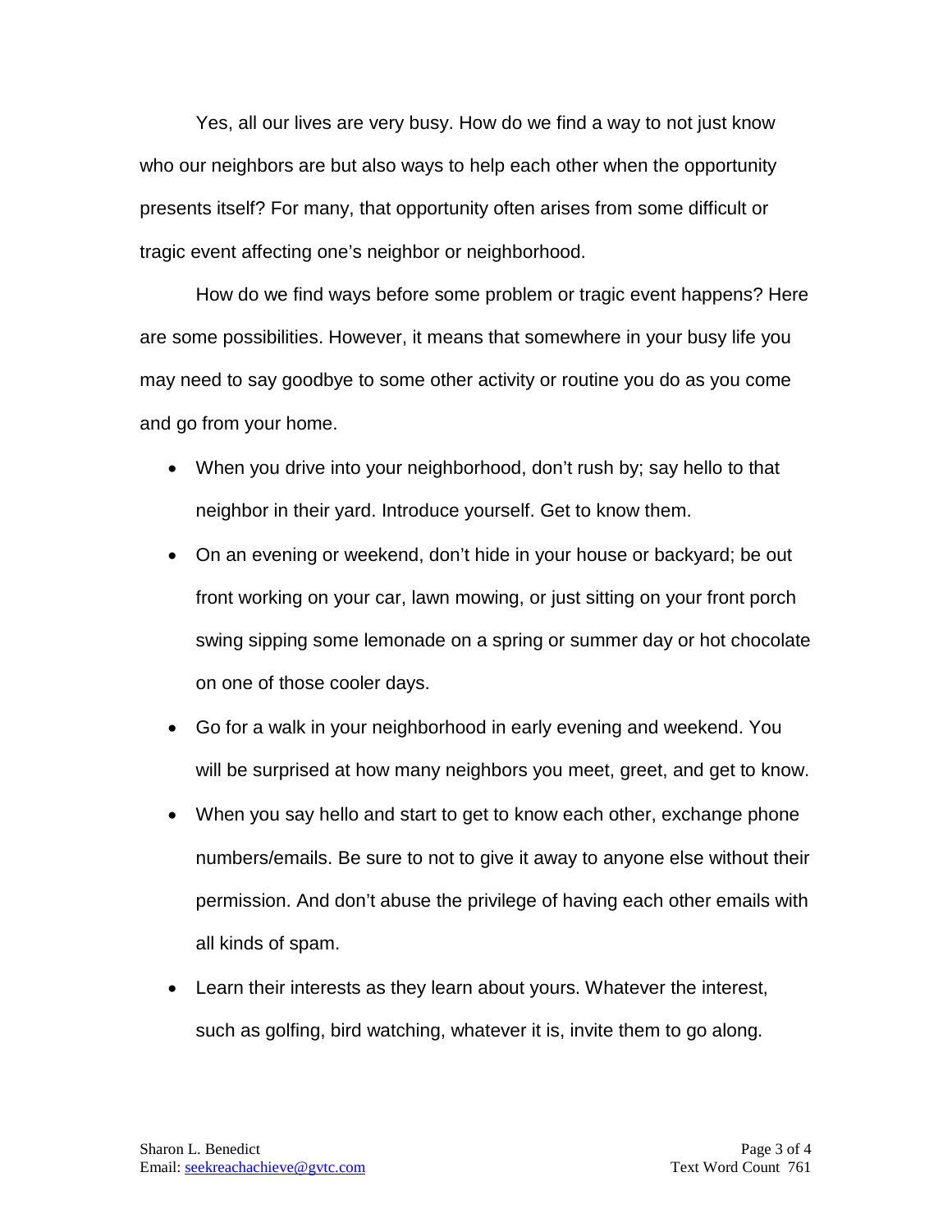Yes, all our lives are very busy. How do we find a way to not just know who our neighbors are but also ways to help each other when the opportunity presents itself? For many, that opportunity often arises from some difficult or tragic event affecting one's neighbor or neighborhood.

How do we find ways before some problem or tragic event happens? Here are some possibilities. However, it means that somewhere in your busy life you may need to say goodbye to some other activity or routine you do as you come and go from your home.

- When you drive into your neighborhood, don't rush by; say hello to that neighbor in their yard. Introduce yourself. Get to know them.
- On an evening or weekend, don't hide in your house or backyard; be out front working on your car, lawn mowing, or just sitting on your front porch swing sipping some lemonade on a spring or summer day or hot chocolate on one of those cooler days.
- Go for a walk in your neighborhood in early evening and weekend. You will be surprised at how many neighbors you meet, greet, and get to know.
- When you say hello and start to get to know each other, exchange phone numbers/emails. Be sure to not to give it away to anyone else without their permission. And don't abuse the privilege of having each other emails with all kinds of spam.
- Learn their interests as they learn about yours. Whatever the interest, such as golfing, bird watching, whatever it is, invite them to go along.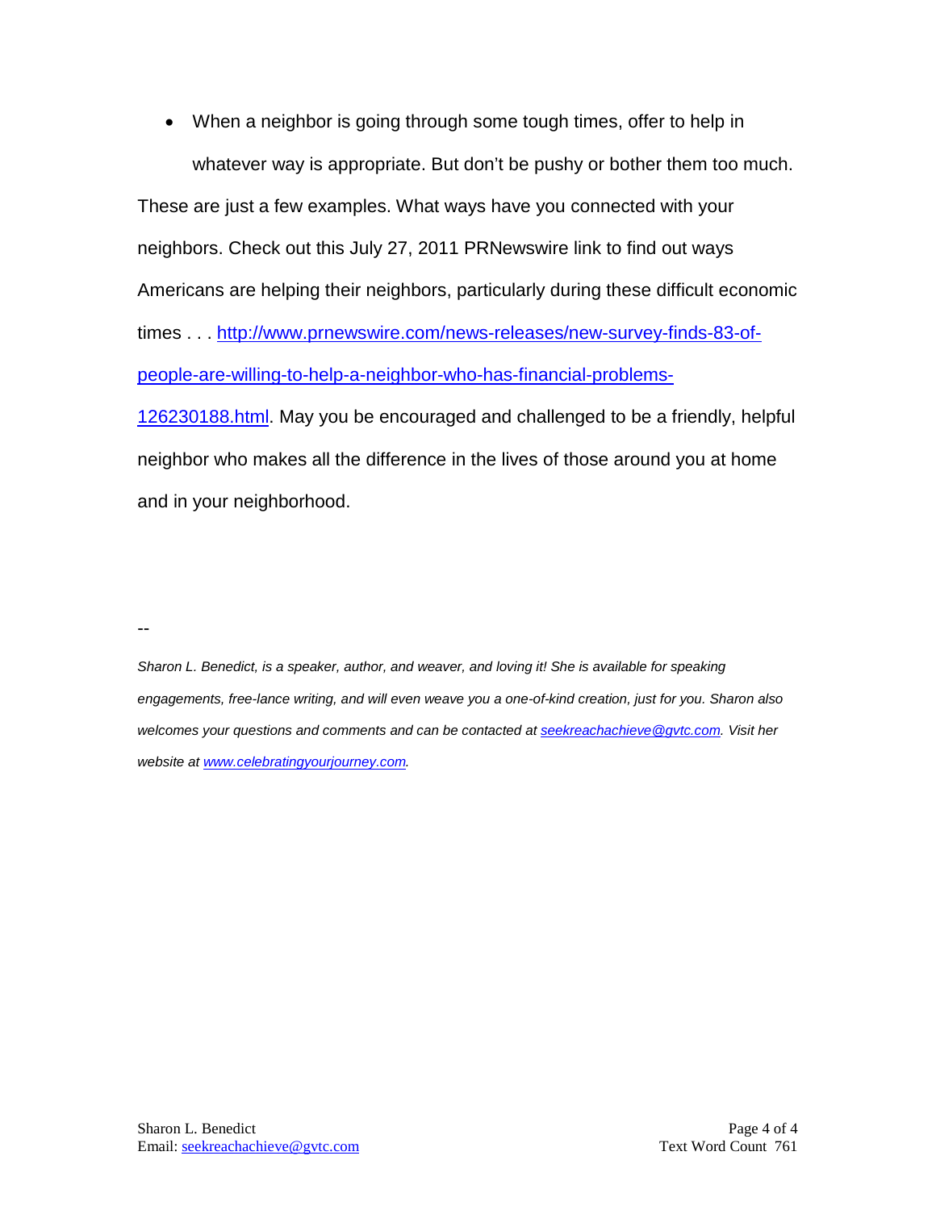- When a neighbor is going through some tough times, offer to help in whatever way is appropriate. But don't be pushy or bother them too much.

These are just a few examples. What ways have you connected with your neighbors. Check out this July 27, 2011 PRNewswire link to find out ways Americans are helping their neighbors, particularly during these difficult economic times . . . [http://www.prnewswire.com/news-releases/new-survey-finds-83-of-people-are-willing-to-help-a-neighbor-who-has-financial-problems-126230188.html](http://www.prnewswire.com/news-releases/new-survey-finds-83-of-people-are-willing-to-help-a-neighbor-who-has-financial-problems-126230188.html). May you be encouraged and challenged to be a friendly, helpful neighbor who makes all the difference in the lives of those around you at home and in your neighborhood.

--

*Sharon L. Benedict, is a speaker, author, and weaver, and loving it! She is available for speaking engagements, free-lance writing, and will even weave you a one-of-kind creation, just for you. Sharon also welcomes your questions and comments and can be contacted at [seekreachachieve@gvtc.com](mailto:seekreachachieve@gvtc.com). Visit her website at [www.celebratingyourjourney.com](http://www.celebratingyourjourney.com).*

Text Word Count 761